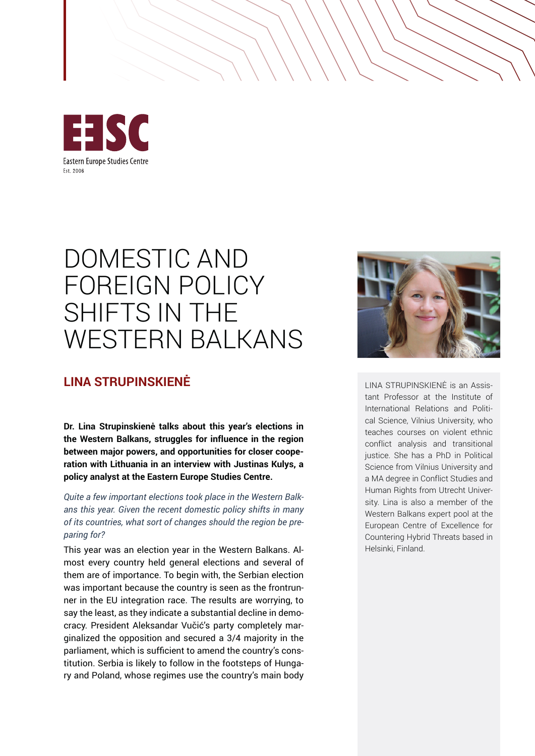Eastern Europe Studies Centre
Est. 2006

# DOMESTIC AND FOREIGN POLICY SHIFTS IN THE WESTERN BALKANS

## LINA STRUPINSKIENĖ

LINA STRUPINSKIENĖ is an Assistant Professor at the Institute of International Relations and Political Science, Vilnius University, who teaches courses on violent ethnic conflict analysis and transitional justice. She has a PhD in Political Science from Vilnius University and a MA degree in Conflict Studies and Human Rights from Utrecht University. Lina is also a member of the Western Balkans expert pool at the European Centre of Excellence for Countering Hybrid Threats based in Helsinki, Finland.

**Dr. Lina Strupinskienė talks about this year's elections in the Western Balkans, struggles for influence in the region between major powers, and opportunities for closer cooperation with Lithuania in an interview with Justinas Kulys, a policy analyst at the Eastern Europe Studies Centre.**

*Quite a few important elections took place in the Western Balkans this year. Given the recent domestic policy shifts in many of its countries, what sort of changes should the region be preparing for?*

This year was an election year in the Western Balkans. Almost every country held general elections and several of them are of importance. To begin with, the Serbian election was important because the country is seen as the frontrunner in the EU integration race. The results are worrying, to say the least, as they indicate a substantial decline in democracy. President Aleksandar Vučić's party completely marginalized the opposition and secured a 3/4 majority in the parliament, which is sufficient to amend the country's constitution. Serbia is likely to follow in the footsteps of Hungary and Poland, whose regimes use the country's main body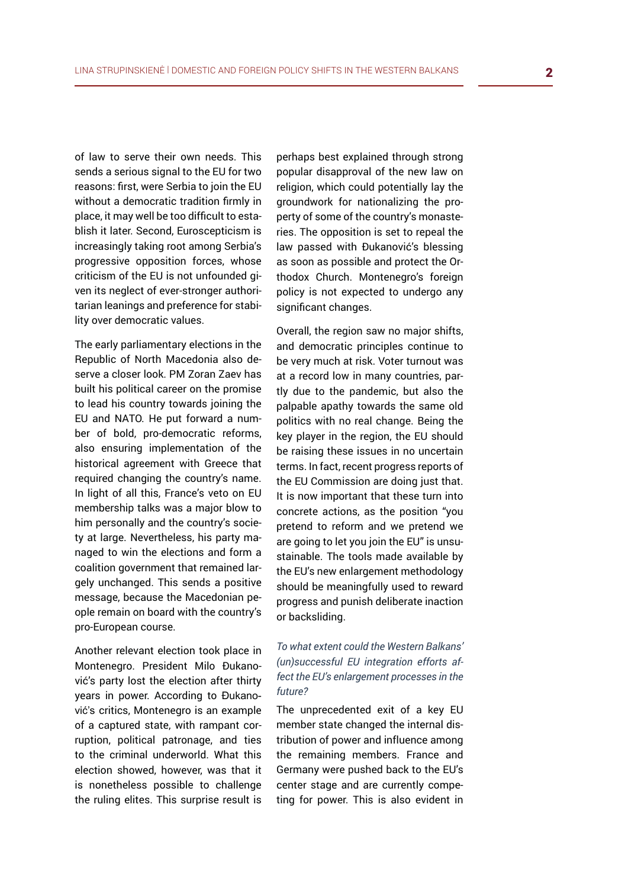of law to serve their own needs. This sends a serious signal to the EU for two reasons: first, were Serbia to join the EU without a democratic tradition firmly in place, it may well be too difficult to establish it later. Second, Euroscepticism is increasingly taking root among Serbia's progressive opposition forces, whose criticism of the EU is not unfounded given its neglect of ever-stronger authoritarian leanings and preference for stability over democratic values.

The early parliamentary elections in the Republic of North Macedonia also deserve a closer look. PM Zoran Zaev has built his political career on the promise to lead his country towards joining the EU and NATO. He put forward a number of bold, pro-democratic reforms, also ensuring implementation of the historical agreement with Greece that required changing the country's name. In light of all this, France's veto on EU membership talks was a major blow to him personally and the country's society at large. Nevertheless, his party managed to win the elections and form a coalition government that remained largely unchanged. This sends a positive message, because the Macedonian people remain on board with the country's pro-European course.

Another relevant election took place in Montenegro. President Milo Đukanović's party lost the election after thirty years in power. According to Đukanović's critics, Montenegro is an example of a captured state, with rampant corruption, political patronage, and ties to the criminal underworld. What this election showed, however, was that it is nonetheless possible to challenge the ruling elites. This surprise result is perhaps best explained through strong popular disapproval of the new law on religion, which could potentially lay the groundwork for nationalizing the property of some of the country's monasteries. The opposition is set to repeal the law passed with Đukanović's blessing as soon as possible and protect the Orthodox Church. Montenegro's foreign policy is not expected to undergo any significant changes.

Overall, the region saw no major shifts, and democratic principles continue to be very much at risk. Voter turnout was at a record low in many countries, partly due to the pandemic, but also the palpable apathy towards the same old politics with no real change. Being the key player in the region, the EU should be raising these issues in no uncertain terms. In fact, recent progress reports of the EU Commission are doing just that. It is now important that these turn into concrete actions, as the position "you pretend to reform and we pretend we are going to let you join the EU" is unsustainable. The tools made available by the EU's new enlargement methodology should be meaningfully used to reward progress and punish deliberate inaction or backsliding.

*To what extent could the Western Balkans' (un)successful EU integration efforts affect the EU's enlargement processes in the future?*

The unprecedented exit of a key EU member state changed the internal distribution of power and influence among the remaining members. France and Germany were pushed back to the EU's center stage and are currently competing for power. This is also evident in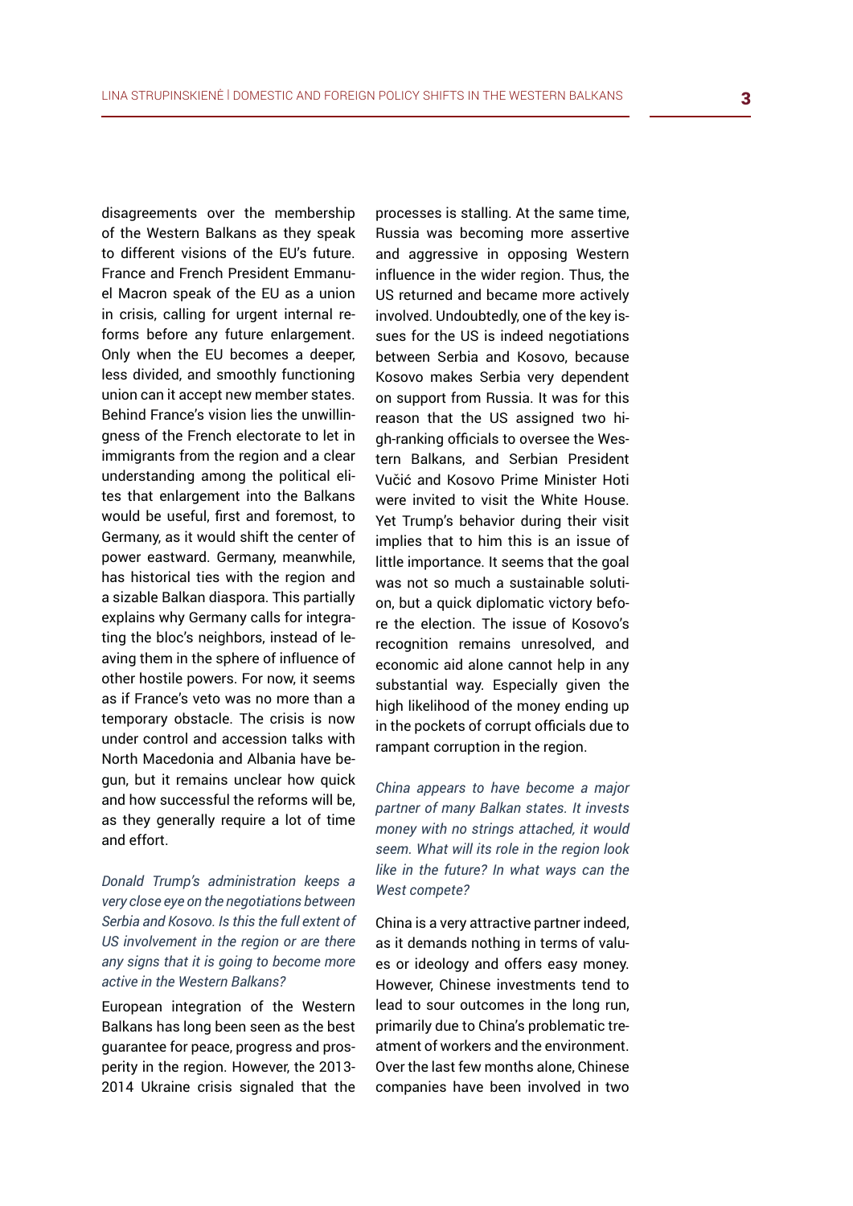disagreements over the membership of the Western Balkans as they speak to different visions of the EU's future. France and French President Emmanuel Macron speak of the EU as a union in crisis, calling for urgent internal reforms before any future enlargement. Only when the EU becomes a deeper, less divided, and smoothly functioning union can it accept new member states. Behind France's vision lies the unwillingness of the French electorate to let in immigrants from the region and a clear understanding among the political elites that enlargement into the Balkans would be useful, first and foremost, to Germany, as it would shift the center of power eastward. Germany, meanwhile, has historical ties with the region and a sizable Balkan diaspora. This partially explains why Germany calls for integrating the bloc's neighbors, instead of leaving them in the sphere of influence of other hostile powers. For now, it seems as if France's veto was no more than a temporary obstacle. The crisis is now under control and accession talks with North Macedonia and Albania have begun, but it remains unclear how quick and how successful the reforms will be, as they generally require a lot of time and effort.

*Donald Trump's administration keeps a very close eye on the negotiations between Serbia and Kosovo. Is this the full extent of US involvement in the region or are there any signs that it is going to become more active in the Western Balkans?*

European integration of the Western Balkans has long been seen as the best guarantee for peace, progress and prosperity in the region. However, the 2013-2014 Ukraine crisis signaled that the processes is stalling. At the same time, Russia was becoming more assertive and aggressive in opposing Western influence in the wider region. Thus, the US returned and became more actively involved. Undoubtedly, one of the key issues for the US is indeed negotiations between Serbia and Kosovo, because Kosovo makes Serbia very dependent on support from Russia. It was for this reason that the US assigned two high-ranking officials to oversee the Western Balkans, and Serbian President Vučić and Kosovo Prime Minister Hoti were invited to visit the White House. Yet Trump's behavior during their visit implies that to him this is an issue of little importance. It seems that the goal was not so much a sustainable solution, but a quick diplomatic victory before the election. The issue of Kosovo's recognition remains unresolved, and economic aid alone cannot help in any substantial way. Especially given the high likelihood of the money ending up in the pockets of corrupt officials due to rampant corruption in the region.

*China appears to have become a major partner of many Balkan states. It invests money with no strings attached, it would seem. What will its role in the region look like in the future? In what ways can the West compete?*

China is a very attractive partner indeed, as it demands nothing in terms of values or ideology and offers easy money. However, Chinese investments tend to lead to sour outcomes in the long run, primarily due to China's problematic treatment of workers and the environment. Over the last few months alone, Chinese companies have been involved in two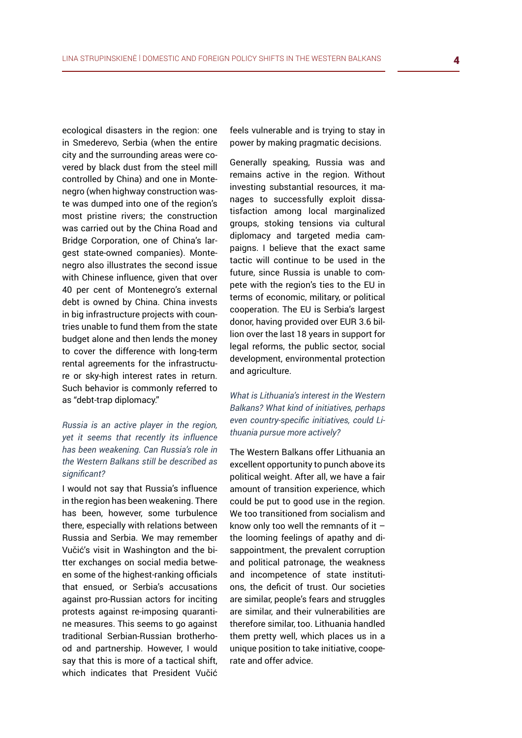ecological disasters in the region: one in Smederevo, Serbia (when the entire city and the surrounding areas were covered by black dust from the steel mill controlled by China) and one in Montenegro (when highway construction waste was dumped into one of the region's most pristine rivers; the construction was carried out by the China Road and Bridge Corporation, one of China's largest state-owned companies). Montenegro also illustrates the second issue with Chinese influence, given that over 40 per cent of Montenegro's external debt is owned by China. China invests in big infrastructure projects with countries unable to fund them from the state budget alone and then lends the money to cover the difference with long-term rental agreements for the infrastructure or sky-high interest rates in return. Such behavior is commonly referred to as "debt-trap diplomacy."

*Russia is an active player in the region, yet it seems that recently its influence has been weakening. Can Russia's role in the Western Balkans still be described as significant?*

I would not say that Russia's influence in the region has been weakening. There has been, however, some turbulence there, especially with relations between Russia and Serbia. We may remember Vučić's visit in Washington and the bitter exchanges on social media between some of the highest-ranking officials that ensued, or Serbia's accusations against pro-Russian actors for inciting protests against re-imposing quarantine measures. This seems to go against traditional Serbian-Russian brotherhood and partnership. However, I would say that this is more of a tactical shift, which indicates that President Vučić feels vulnerable and is trying to stay in power by making pragmatic decisions.

Generally speaking, Russia was and remains active in the region. Without investing substantial resources, it manages to successfully exploit dissatisfaction among local marginalized groups, stoking tensions via cultural diplomacy and targeted media campaigns. I believe that the exact same tactic will continue to be used in the future, since Russia is unable to compete with the region's ties to the EU in terms of economic, military, or political cooperation. The EU is Serbia's largest donor, having provided over EUR 3.6 billion over the last 18 years in support for legal reforms, the public sector, social development, environmental protection and agriculture.

*What is Lithuania's interest in the Western Balkans? What kind of initiatives, perhaps even country-specific initiatives, could Lithuania pursue more actively?*

The Western Balkans offer Lithuania an excellent opportunity to punch above its political weight. After all, we have a fair amount of transition experience, which could be put to good use in the region. We too transitioned from socialism and know only too well the remnants of it – the looming feelings of apathy and disappointment, the prevalent corruption and political patronage, the weakness and incompetence of state institutions, the deficit of trust. Our societies are similar, people's fears and struggles are similar, and their vulnerabilities are therefore similar, too. Lithuania handled them pretty well, which places us in a unique position to take initiative, cooperate and offer advice.